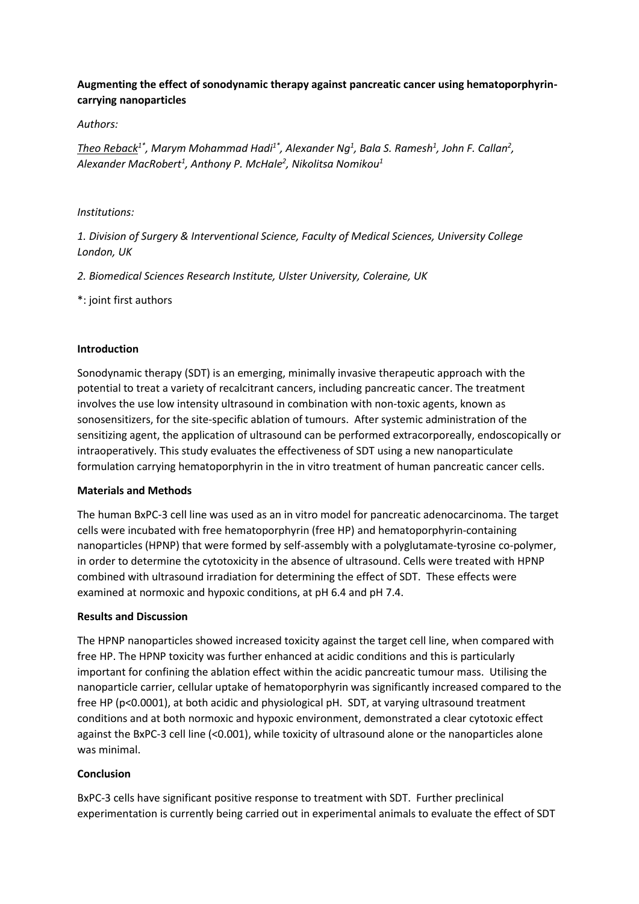**Augmenting the effect of sonodynamic therapy against pancreatic cancer using hematoporphyrin-carrying nanoparticles**

*Authors:*

*Theo Reback[1*], Marym Mohammad Hadi[1*], Alexander Ng[1], Bala S. Ramesh[1], John F. Callan[2], Alexander MacRobert[1], Anthony P. McHale[2], Nikolitsa Nomikou[1]*

*Institutions:*

*1. Division of Surgery & Interventional Science, Faculty of Medical Sciences, University College London, UK*

*2. Biomedical Sciences Research Institute, Ulster University, Coleraine, UK*

*: joint first authors

**Introduction**

Sonodynamic therapy (SDT) is an emerging, minimally invasive therapeutic approach with the potential to treat a variety of recalcitrant cancers, including pancreatic cancer. The treatment involves the use low intensity ultrasound in combination with non-toxic agents, known as sonosensitizers, for the site-specific ablation of tumours. After systemic administration of the sensitizing agent, the application of ultrasound can be performed extracorporeally, endoscopically or intraoperatively. This study evaluates the effectiveness of SDT using a new nanoparticulate formulation carrying hematoporphyrin in the in vitro treatment of human pancreatic cancer cells.

**Materials and Methods**

The human BxPC-3 cell line was used as an in vitro model for pancreatic adenocarcinoma. The target cells were incubated with free hematoporphyrin (free HP) and hematoporphyrin-containing nanoparticles (HPNP) that were formed by self-assembly with a polyglutamate-tyrosine co-polymer, in order to determine the cytotoxicity in the absence of ultrasound. Cells were treated with HPNP combined with ultrasound irradiation for determining the effect of SDT. These effects were examined at normoxic and hypoxic conditions, at pH 6.4 and pH 7.4.

**Results and Discussion**

The HPNP nanoparticles showed increased toxicity against the target cell line, when compared with free HP. The HPNP toxicity was further enhanced at acidic conditions and this is particularly important for confining the ablation effect within the acidic pancreatic tumour mass. Utilising the nanoparticle carrier, cellular uptake of hematoporphyrin was significantly increased compared to the free HP ($p<0.0001$), at both acidic and physiological pH. SDT, at varying ultrasound treatment conditions and at both normoxic and hypoxic environment, demonstrated a clear cytotoxic effect against the BxPC-3 cell line ($<0.001$), while toxicity of ultrasound alone or the nanoparticles alone was minimal.

**Conclusion**

BxPC-3 cells have significant positive response to treatment with SDT. Further preclinical experimentation is currently being carried out in experimental animals to evaluate the effect of SDT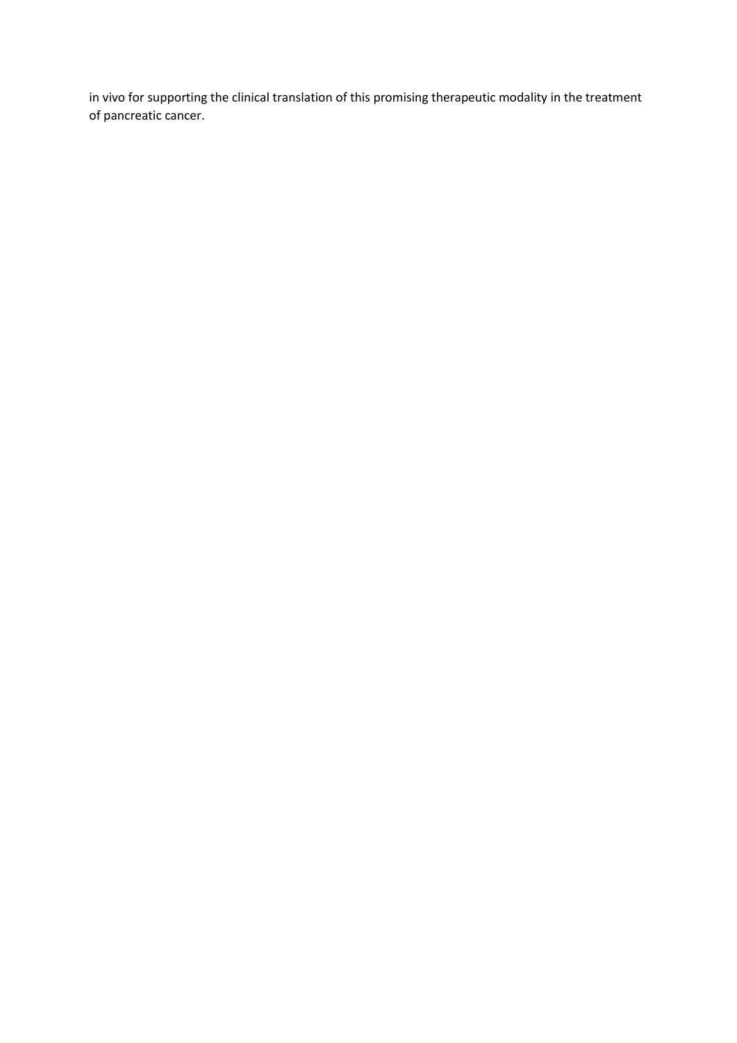in vivo for supporting the clinical translation of this promising therapeutic modality in the treatment of pancreatic cancer.